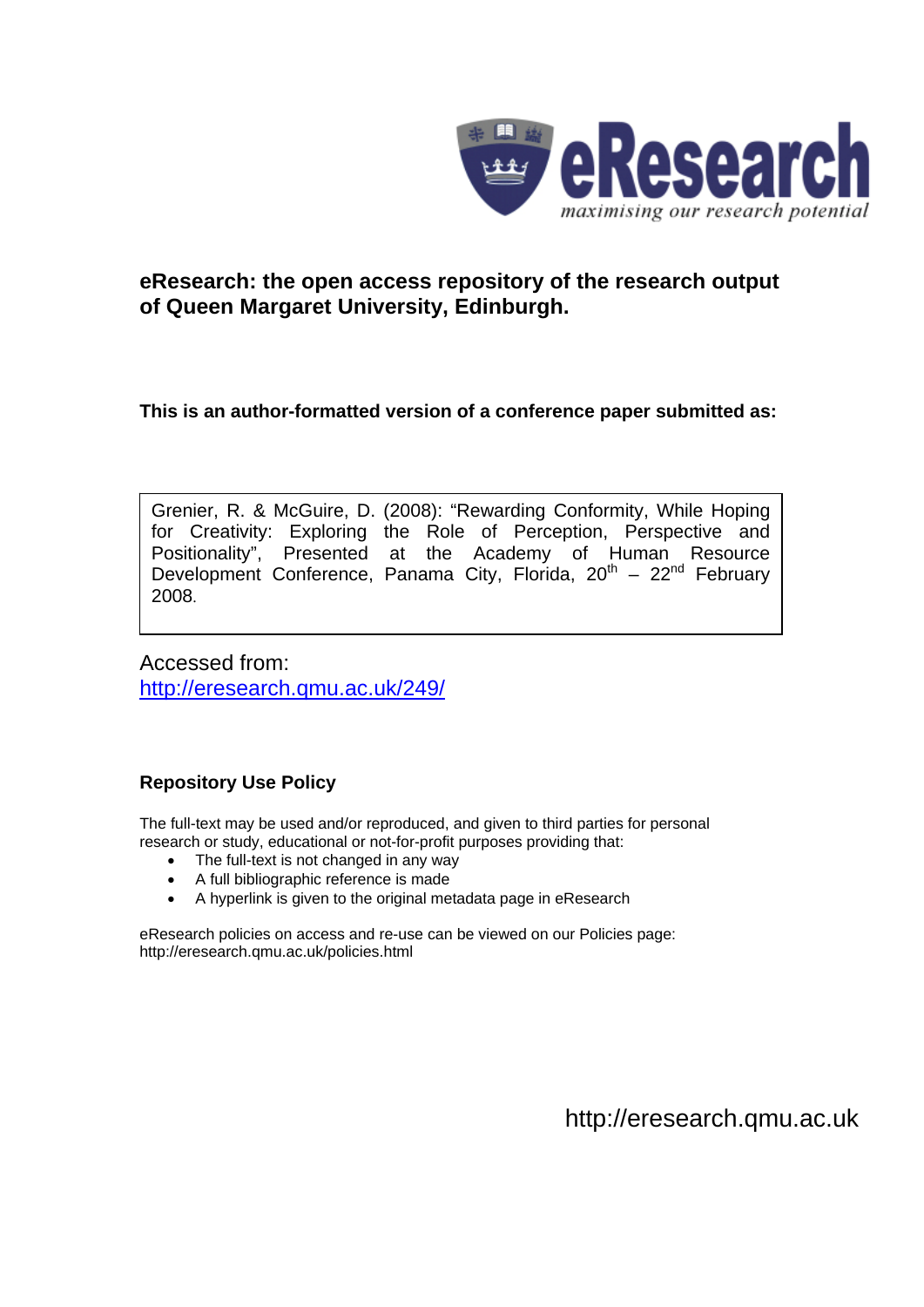eResearch
*maximising our research potential*

**eResearch: the open access repository of the research output of Queen Margaret University, Edinburgh.**

**This is an author-formatted version of a conference paper submitted as:**

Grenier, R. & McGuire, D. (2008): "Rewarding Conformity, While Hoping for Creativity: Exploring the Role of Perception, Perspective and Positionality", Presented at the Academy of Human Resource Development Conference, Panama City, Florida, 20th – 22nd February 2008.

Accessed from:
http://eresearch.qmu.ac.uk/249/

**Repository Use Policy**

The full-text may be used and/or reproduced, and given to third parties for personal research or study, educational or not-for-profit purposes providing that:

- The full-text is not changed in any way
- A full bibliographic reference is made
- A hyperlink is given to the original metadata page in eResearch

eResearch policies on access and re-use can be viewed on our Policies page: http://eresearch.qmu.ac.uk/policies.html

http://eresearch.qmu.ac.uk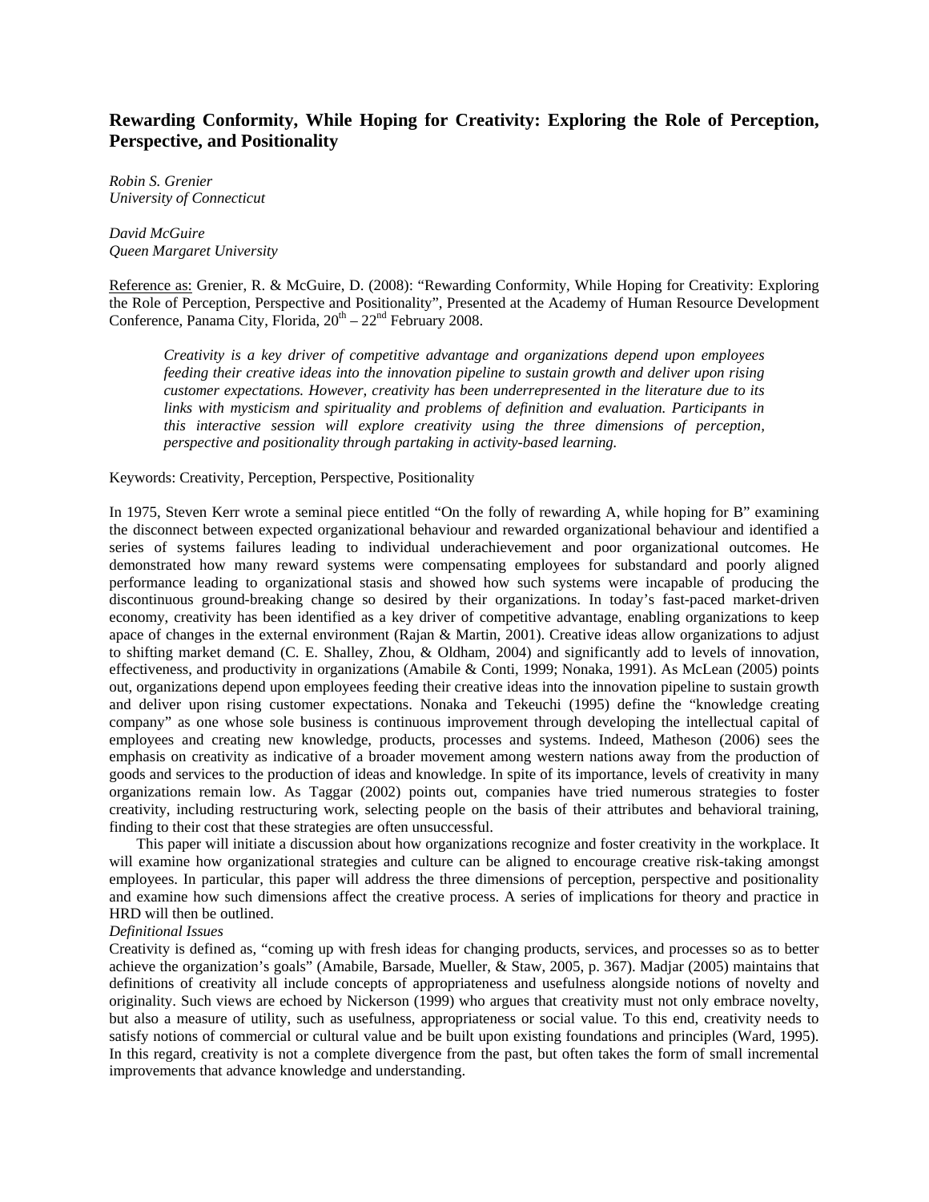# Rewarding Conformity, While Hoping for Creativity: Exploring the Role of Perception, Perspective, and Positionality

*Robin S. Grenier*
*University of Connecticut*

*David McGuire*
*Queen Margaret University*

Reference as: Grenier, R. & McGuire, D. (2008): "Rewarding Conformity, While Hoping for Creativity: Exploring the Role of Perception, Perspective and Positionality", Presented at the Academy of Human Resource Development Conference, Panama City, Florida, 20th – 22nd February 2008.

> *Creativity is a key driver of competitive advantage and organizations depend upon employees feeding their creative ideas into the innovation pipeline to sustain growth and deliver upon rising customer expectations. However, creativity has been underrepresented in the literature due to its links with mysticism and spirituality and problems of definition and evaluation. Participants in this interactive session will explore creativity using the three dimensions of perception, perspective and positionality through partaking in activity-based learning.*

Keywords: Creativity, Perception, Perspective, Positionality

In 1975, Steven Kerr wrote a seminal piece entitled "On the folly of rewarding A, while hoping for B" examining the disconnect between expected organizational behaviour and rewarded organizational behaviour and identified a series of systems failures leading to individual underachievement and poor organizational outcomes. He demonstrated how many reward systems were compensating employees for substandard and poorly aligned performance leading to organizational stasis and showed how such systems were incapable of producing the discontinuous ground-breaking change so desired by their organizations. In today's fast-paced market-driven economy, creativity has been identified as a key driver of competitive advantage, enabling organizations to keep apace of changes in the external environment (Rajan & Martin, 2001). Creative ideas allow organizations to adjust to shifting market demand (C. E. Shalley, Zhou, & Oldham, 2004) and significantly add to levels of innovation, effectiveness, and productivity in organizations (Amabile & Conti, 1999; Nonaka, 1991). As McLean (2005) points out, organizations depend upon employees feeding their creative ideas into the innovation pipeline to sustain growth and deliver upon rising customer expectations. Nonaka and Tekeuchi (1995) define the "knowledge creating company" as one whose sole business is continuous improvement through developing the intellectual capital of employees and creating new knowledge, products, processes and systems. Indeed, Matheson (2006) sees the emphasis on creativity as indicative of a broader movement among western nations away from the production of goods and services to the production of ideas and knowledge. In spite of its importance, levels of creativity in many organizations remain low. As Taggar (2002) points out, companies have tried numerous strategies to foster creativity, including restructuring work, selecting people on the basis of their attributes and behavioral training, finding to their cost that these strategies are often unsuccessful.

This paper will initiate a discussion about how organizations recognize and foster creativity in the workplace. It will examine how organizational strategies and culture can be aligned to encourage creative risk-taking amongst employees. In particular, this paper will address the three dimensions of perception, perspective and positionality and examine how such dimensions affect the creative process. A series of implications for theory and practice in HRD will then be outlined.

*Definitional Issues*

Creativity is defined as, "coming up with fresh ideas for changing products, services, and processes so as to better achieve the organization's goals" (Amabile, Barsade, Mueller, & Staw, 2005, p. 367). Madjar (2005) maintains that definitions of creativity all include concepts of appropriateness and usefulness alongside notions of novelty and originality. Such views are echoed by Nickerson (1999) who argues that creativity must not only embrace novelty, but also a measure of utility, such as usefulness, appropriateness or social value. To this end, creativity needs to satisfy notions of commercial or cultural value and be built upon existing foundations and principles (Ward, 1995). In this regard, creativity is not a complete divergence from the past, but often takes the form of small incremental improvements that advance knowledge and understanding.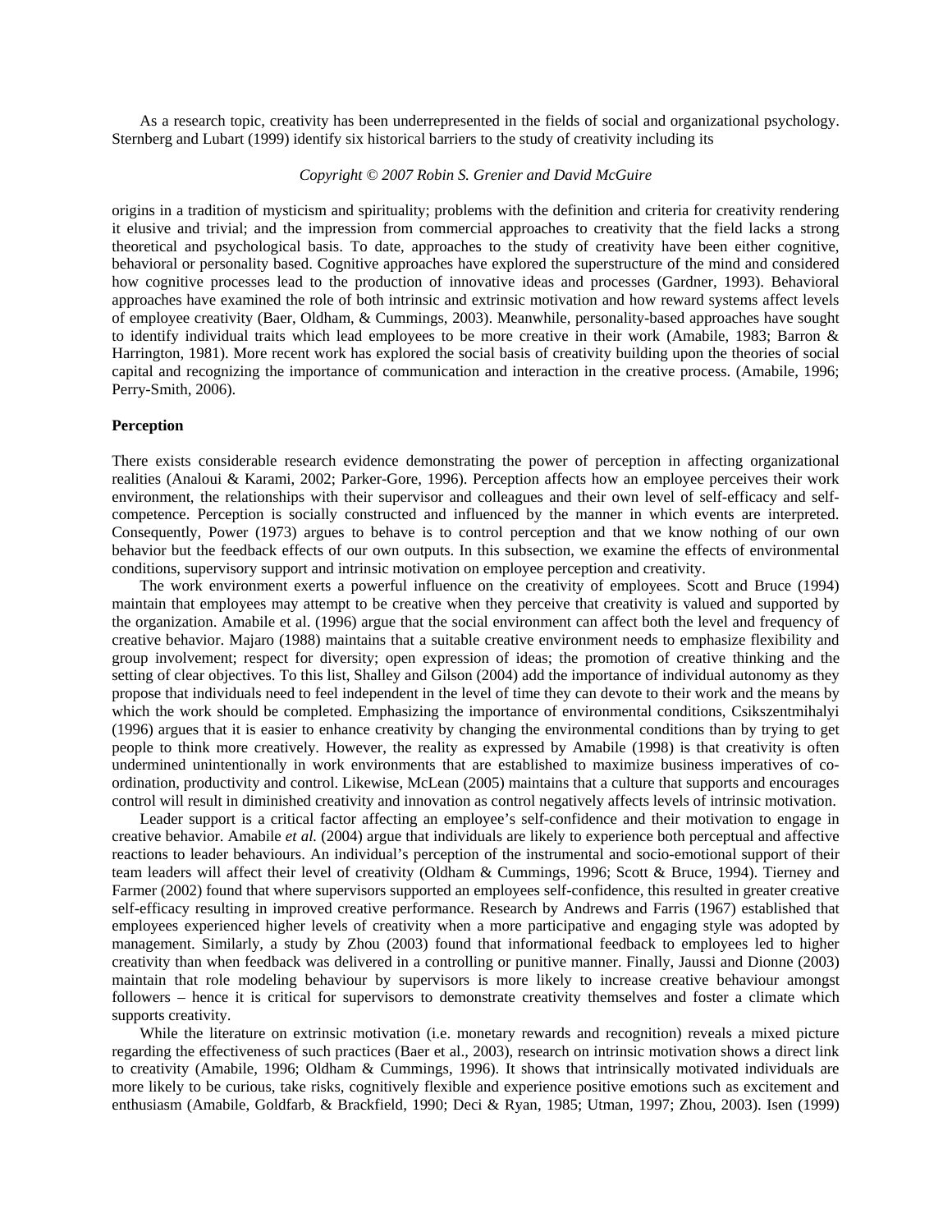As a research topic, creativity has been underrepresented in the fields of social and organizational psychology. Sternberg and Lubart (1999) identify six historical barriers to the study of creativity including its origins in a tradition of mysticism and spirituality; problems with the definition and criteria for creativity rendering it elusive and trivial; and the impression from commercial approaches to creativity that the field lacks a strong theoretical and psychological basis. To date, approaches to the study of creativity have been either cognitive, behavioral or personality based. Cognitive approaches have explored the superstructure of the mind and considered how cognitive processes lead to the production of innovative ideas and processes (Gardner, 1993). Behavioral approaches have examined the role of both intrinsic and extrinsic motivation and how reward systems affect levels of employee creativity (Baer, Oldham, & Cummings, 2003). Meanwhile, personality-based approaches have sought to identify individual traits which lead employees to be more creative in their work (Amabile, 1983; Barron & Harrington, 1981). More recent work has explored the social basis of creativity building upon the theories of social capital and recognizing the importance of communication and interaction in the creative process. (Amabile, 1996; Perry-Smith, 2006).

### Perception

There exists considerable research evidence demonstrating the power of perception in affecting organizational realities (Analoui & Karami, 2002; Parker-Gore, 1996). Perception affects how an employee perceives their work environment, the relationships with their supervisor and colleagues and their own level of self-efficacy and self-competence. Perception is socially constructed and influenced by the manner in which events are interpreted. Consequently, Power (1973) argues to behave is to control perception and that we know nothing of our own behavior but the feedback effects of our own outputs. In this subsection, we examine the effects of environmental conditions, supervisory support and intrinsic motivation on employee perception and creativity.

The work environment exerts a powerful influence on the creativity of employees. Scott and Bruce (1994) maintain that employees may attempt to be creative when they perceive that creativity is valued and supported by the organization. Amabile et al. (1996) argue that the social environment can affect both the level and frequency of creative behavior. Majaro (1988) maintains that a suitable creative environment needs to emphasize flexibility and group involvement; respect for diversity; open expression of ideas; the promotion of creative thinking and the setting of clear objectives. To this list, Shalley and Gilson (2004) add the importance of individual autonomy as they propose that individuals need to feel independent in the level of time they can devote to their work and the means by which the work should be completed. Emphasizing the importance of environmental conditions, Csikszentmihalyi (1996) argues that it is easier to enhance creativity by changing the environmental conditions than by trying to get people to think more creatively. However, the reality as expressed by Amabile (1998) is that creativity is often undermined unintentionally in work environments that are established to maximize business imperatives of co-ordination, productivity and control. Likewise, McLean (2005) maintains that a culture that supports and encourages control will result in diminished creativity and innovation as control negatively affects levels of intrinsic motivation.

Leader support is a critical factor affecting an employee's self-confidence and their motivation to engage in creative behavior. Amabile *et al.* (2004) argue that individuals are likely to experience both perceptual and affective reactions to leader behaviours. An individual's perception of the instrumental and socio-emotional support of their team leaders will affect their level of creativity (Oldham & Cummings, 1996; Scott & Bruce, 1994). Tierney and Farmer (2002) found that where supervisors supported an employees self-confidence, this resulted in greater creative self-efficacy resulting in improved creative performance. Research by Andrews and Farris (1967) established that employees experienced higher levels of creativity when a more participative and engaging style was adopted by management. Similarly, a study by Zhou (2003) found that informational feedback to employees led to higher creativity than when feedback was delivered in a controlling or punitive manner. Finally, Jaussi and Dionne (2003) maintain that role modeling behaviour by supervisors is more likely to increase creative behaviour amongst followers – hence it is critical for supervisors to demonstrate creativity themselves and foster a climate which supports creativity.

While the literature on extrinsic motivation (i.e. monetary rewards and recognition) reveals a mixed picture regarding the effectiveness of such practices (Baer et al., 2003), research on intrinsic motivation shows a direct link to creativity (Amabile, 1996; Oldham & Cummings, 1996). It shows that intrinsically motivated individuals are more likely to be curious, take risks, cognitively flexible and experience positive emotions such as excitement and enthusiasm (Amabile, Goldfarb, & Brackfield, 1990; Deci & Ryan, 1985; Utman, 1997; Zhou, 2003). Isen (1999)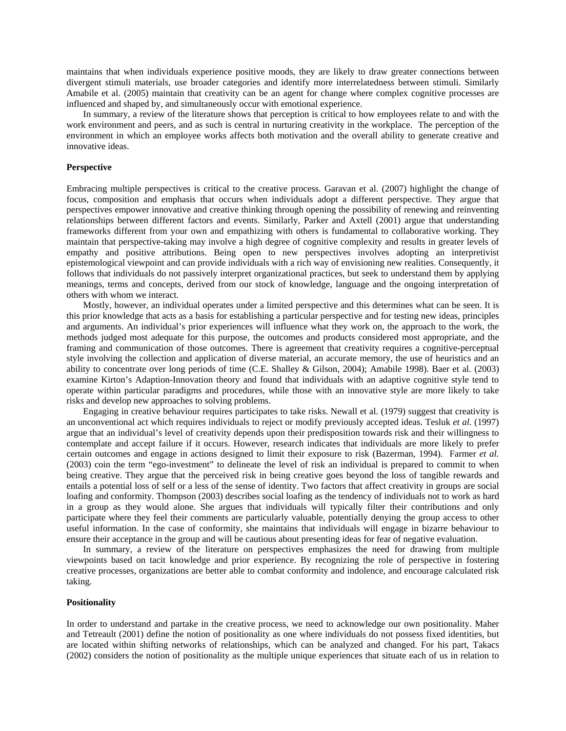maintains that when individuals experience positive moods, they are likely to draw greater connections between divergent stimuli materials, use broader categories and identify more interrelatedness between stimuli. Similarly Amabile et al. (2005) maintain that creativity can be an agent for change where complex cognitive processes are influenced and shaped by, and simultaneously occur with emotional experience.

In summary, a review of the literature shows that perception is critical to how employees relate to and with the work environment and peers, and as such is central in nurturing creativity in the workplace. The perception of the environment in which an employee works affects both motivation and the overall ability to generate creative and innovative ideas.

**Perspective**

Embracing multiple perspectives is critical to the creative process. Garavan et al. (2007) highlight the change of focus, composition and emphasis that occurs when individuals adopt a different perspective. They argue that perspectives empower innovative and creative thinking through opening the possibility of renewing and reinventing relationships between different factors and events. Similarly, Parker and Axtell (2001) argue that understanding frameworks different from your own and empathizing with others is fundamental to collaborative working. They maintain that perspective-taking may involve a high degree of cognitive complexity and results in greater levels of empathy and positive attributions. Being open to new perspectives involves adopting an interpretivist epistemological viewpoint and can provide individuals with a rich way of envisioning new realities. Consequently, it follows that individuals do not passively interpret organizational practices, but seek to understand them by applying meanings, terms and concepts, derived from our stock of knowledge, language and the ongoing interpretation of others with whom we interact.

Mostly, however, an individual operates under a limited perspective and this determines what can be seen. It is this prior knowledge that acts as a basis for establishing a particular perspective and for testing new ideas, principles and arguments. An individual's prior experiences will influence what they work on, the approach to the work, the methods judged most adequate for this purpose, the outcomes and products considered most appropriate, and the framing and communication of those outcomes. There is agreement that creativity requires a cognitive-perceptual style involving the collection and application of diverse material, an accurate memory, the use of heuristics and an ability to concentrate over long periods of time (C.E. Shalley & Gilson, 2004); Amabile 1998). Baer et al. (2003) examine Kirton's Adaption-Innovation theory and found that individuals with an adaptive cognitive style tend to operate within particular paradigms and procedures, while those with an innovative style are more likely to take risks and develop new approaches to solving problems.

Engaging in creative behaviour requires participates to take risks. Newall et al. (1979) suggest that creativity is an unconventional act which requires individuals to reject or modify previously accepted ideas. Tesluk *et al.* (1997) argue that an individual's level of creativity depends upon their predisposition towards risk and their willingness to contemplate and accept failure if it occurs. However, research indicates that individuals are more likely to prefer certain outcomes and engage in actions designed to limit their exposure to risk (Bazerman, 1994). Farmer *et al.* (2003) coin the term "ego-investment" to delineate the level of risk an individual is prepared to commit to when being creative. They argue that the perceived risk in being creative goes beyond the loss of tangible rewards and entails a potential loss of self or a less of the sense of identity. Two factors that affect creativity in groups are social loafing and conformity. Thompson (2003) describes social loafing as the tendency of individuals not to work as hard in a group as they would alone. She argues that individuals will typically filter their contributions and only participate where they feel their comments are particularly valuable, potentially denying the group access to other useful information. In the case of conformity, she maintains that individuals will engage in bizarre behaviour to ensure their acceptance in the group and will be cautious about presenting ideas for fear of negative evaluation.

In summary, a review of the literature on perspectives emphasizes the need for drawing from multiple viewpoints based on tacit knowledge and prior experience. By recognizing the role of perspective in fostering creative processes, organizations are better able to combat conformity and indolence, and encourage calculated risk taking.

**Positionality**

In order to understand and partake in the creative process, we need to acknowledge our own positionality. Maher and Tetreault (2001) define the notion of positionality as one where individuals do not possess fixed identities, but are located within shifting networks of relationships, which can be analyzed and changed. For his part, Takacs (2002) considers the notion of positionality as the multiple unique experiences that situate each of us in relation to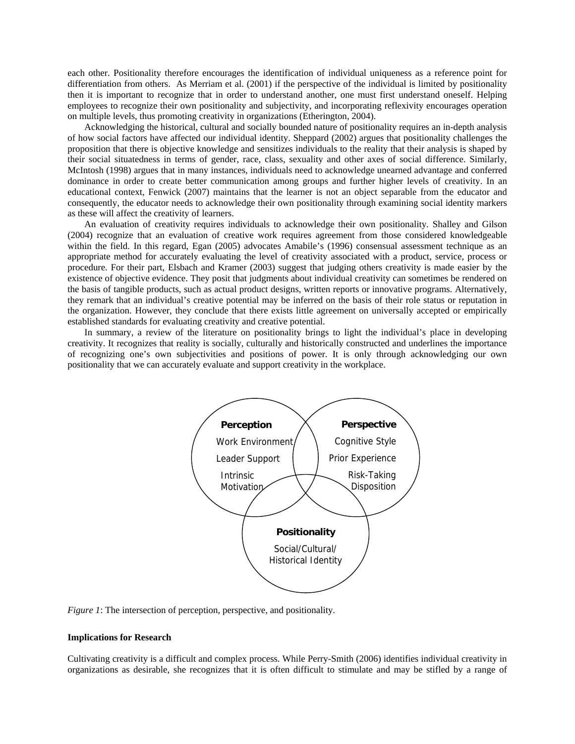each other. Positionality therefore encourages the identification of individual uniqueness as a reference point for differentiation from others. As Merriam et al. (2001) if the perspective of the individual is limited by positionality then it is important to recognize that in order to understand another, one must first understand oneself. Helping employees to recognize their own positionality and subjectivity, and incorporating reflexivity encourages operation on multiple levels, thus promoting creativity in organizations (Etherington, 2004).

Acknowledging the historical, cultural and socially bounded nature of positionality requires an in-depth analysis of how social factors have affected our individual identity. Sheppard (2002) argues that positionality challenges the proposition that there is objective knowledge and sensitizes individuals to the reality that their analysis is shaped by their social situatedness in terms of gender, race, class, sexuality and other axes of social difference. Similarly, McIntosh (1998) argues that in many instances, individuals need to acknowledge unearned advantage and conferred dominance in order to create better communication among groups and further higher levels of creativity. In an educational context, Fenwick (2007) maintains that the learner is not an object separable from the educator and consequently, the educator needs to acknowledge their own positionality through examining social identity markers as these will affect the creativity of learners.

An evaluation of creativity requires individuals to acknowledge their own positionality. Shalley and Gilson (2004) recognize that an evaluation of creative work requires agreement from those considered knowledgeable within the field. In this regard, Egan (2005) advocates Amabile's (1996) consensual assessment technique as an appropriate method for accurately evaluating the level of creativity associated with a product, service, process or procedure. For their part, Elsbach and Kramer (2003) suggest that judging others creativity is made easier by the existence of objective evidence. They posit that judgments about individual creativity can sometimes be rendered on the basis of tangible products, such as actual product designs, written reports or innovative programs. Alternatively, they remark that an individual's creative potential may be inferred on the basis of their role status or reputation in the organization. However, they conclude that there exists little agreement on universally accepted or empirically established standards for evaluating creativity and creative potential.

In summary, a review of the literature on positionality brings to light the individual's place in developing creativity. It recognizes that reality is socially, culturally and historically constructed and underlines the importance of recognizing one's own subjectivities and positions of power. It is only through acknowledging our own positionality that we can accurately evaluate and support creativity in the workplace.

**Perception**
Work Environment
Leader Support
Intrinsic Motivation

**Perspective**
Cognitive Style
Prior Experience
Risk-Taking Disposition

**Positionality**
Social/Cultural/ Historical Identity

*Figure 1*: The intersection of perception, perspective, and positionality.

**Implications for Research**

Cultivating creativity is a difficult and complex process. While Perry-Smith (2006) identifies individual creativity in organizations as desirable, she recognizes that it is often difficult to stimulate and may be stifled by a range of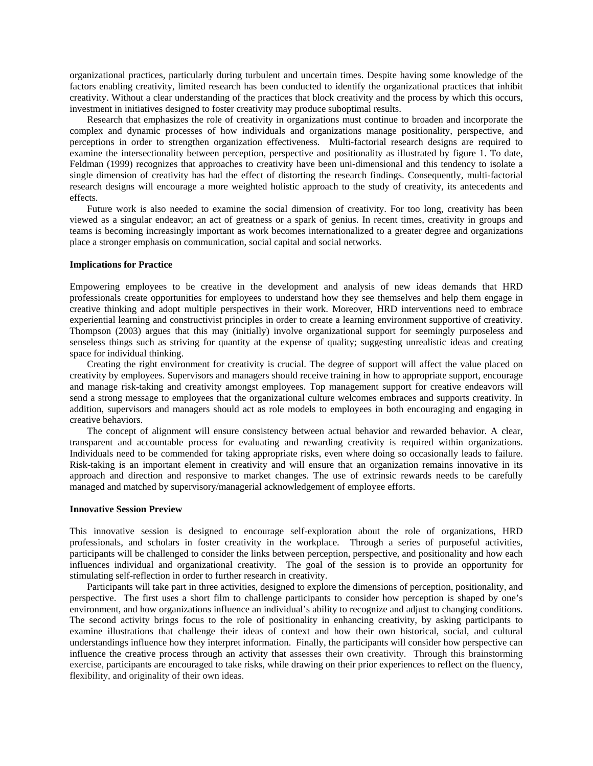organizational practices, particularly during turbulent and uncertain times. Despite having some knowledge of the factors enabling creativity, limited research has been conducted to identify the organizational practices that inhibit creativity. Without a clear understanding of the practices that block creativity and the process by which this occurs, investment in initiatives designed to foster creativity may produce suboptimal results.

Research that emphasizes the role of creativity in organizations must continue to broaden and incorporate the complex and dynamic processes of how individuals and organizations manage positionality, perspective, and perceptions in order to strengthen organization effectiveness. Multi-factorial research designs are required to examine the intersectionality between perception, perspective and positionality as illustrated by figure 1. To date, Feldman (1999) recognizes that approaches to creativity have been uni-dimensional and this tendency to isolate a single dimension of creativity has had the effect of distorting the research findings. Consequently, multi-factorial research designs will encourage a more weighted holistic approach to the study of creativity, its antecedents and effects.

Future work is also needed to examine the social dimension of creativity. For too long, creativity has been viewed as a singular endeavor; an act of greatness or a spark of genius. In recent times, creativity in groups and teams is becoming increasingly important as work becomes internationalized to a greater degree and organizations place a stronger emphasis on communication, social capital and social networks.

**Implications for Practice**

Empowering employees to be creative in the development and analysis of new ideas demands that HRD professionals create opportunities for employees to understand how they see themselves and help them engage in creative thinking and adopt multiple perspectives in their work. Moreover, HRD interventions need to embrace experiential learning and constructivist principles in order to create a learning environment supportive of creativity. Thompson (2003) argues that this may (initially) involve organizational support for seemingly purposeless and senseless things such as striving for quantity at the expense of quality; suggesting unrealistic ideas and creating space for individual thinking.

Creating the right environment for creativity is crucial. The degree of support will affect the value placed on creativity by employees. Supervisors and managers should receive training in how to appropriate support, encourage and manage risk-taking and creativity amongst employees. Top management support for creative endeavors will send a strong message to employees that the organizational culture welcomes embraces and supports creativity. In addition, supervisors and managers should act as role models to employees in both encouraging and engaging in creative behaviors.

The concept of alignment will ensure consistency between actual behavior and rewarded behavior. A clear, transparent and accountable process for evaluating and rewarding creativity is required within organizations. Individuals need to be commended for taking appropriate risks, even where doing so occasionally leads to failure. Risk-taking is an important element in creativity and will ensure that an organization remains innovative in its approach and direction and responsive to market changes. The use of extrinsic rewards needs to be carefully managed and matched by supervisory/managerial acknowledgement of employee efforts.

**Innovative Session Preview**

This innovative session is designed to encourage self-exploration about the role of organizations, HRD professionals, and scholars in foster creativity in the workplace. Through a series of purposeful activities, participants will be challenged to consider the links between perception, perspective, and positionality and how each influences individual and organizational creativity. The goal of the session is to provide an opportunity for stimulating self-reflection in order to further research in creativity.

Participants will take part in three activities, designed to explore the dimensions of perception, positionality, and perspective. The first uses a short film to challenge participants to consider how perception is shaped by one's environment, and how organizations influence an individual's ability to recognize and adjust to changing conditions. The second activity brings focus to the role of positionality in enhancing creativity, by asking participants to examine illustrations that challenge their ideas of context and how their own historical, social, and cultural understandings influence how they interpret information. Finally, the participants will consider how perspective can influence the creative process through an activity that assesses their own creativity. Through this brainstorming exercise, participants are encouraged to take risks, while drawing on their prior experiences to reflect on the fluency, flexibility, and originality of their own ideas.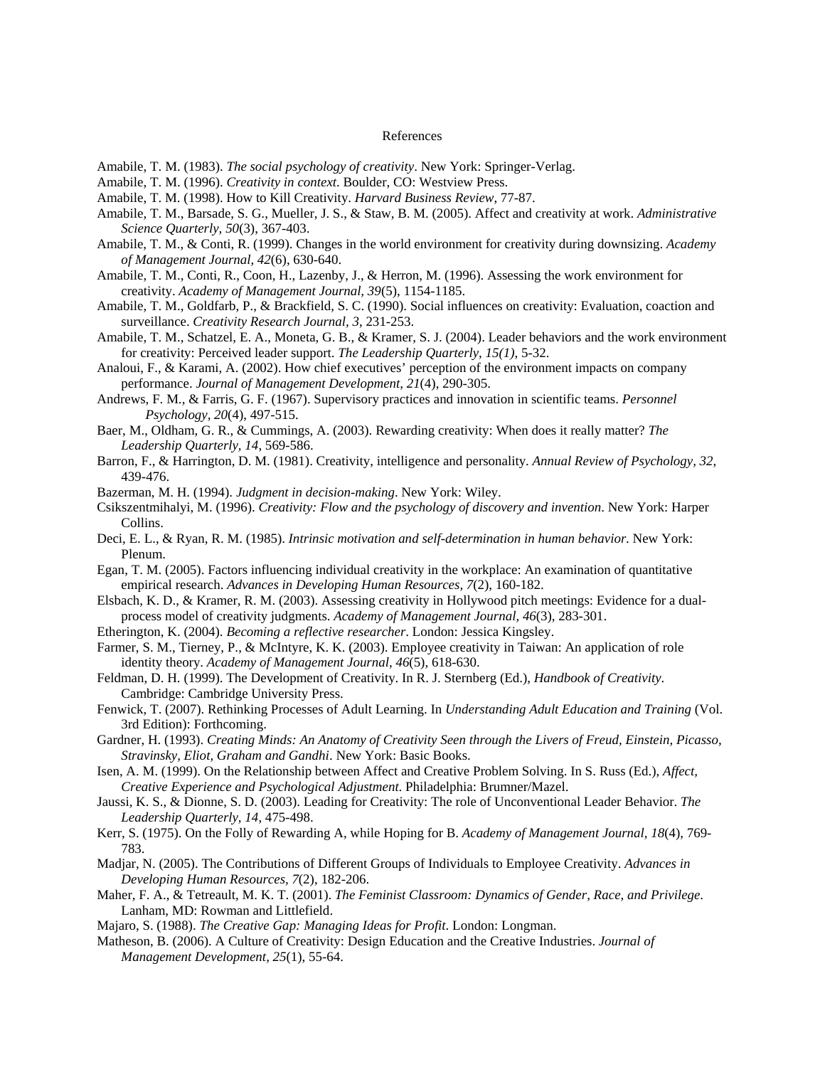# References

Amabile, T. M. (1983). *The social psychology of creativity*. New York: Springer-Verlag.

Amabile, T. M. (1996). *Creativity in context*. Boulder, CO: Westview Press.

Amabile, T. M. (1998). How to Kill Creativity. *Harvard Business Review*, 77-87.

Amabile, T. M., Barsade, S. G., Mueller, J. S., & Staw, B. M. (2005). Affect and creativity at work. *Administrative Science Quarterly, 50*(3), 367-403.

Amabile, T. M., & Conti, R. (1999). Changes in the world environment for creativity during downsizing. *Academy of Management Journal, 42*(6), 630-640.

Amabile, T. M., Conti, R., Coon, H., Lazenby, J., & Herron, M. (1996). Assessing the work environment for creativity. *Academy of Management Journal, 39*(5), 1154-1185.

Amabile, T. M., Goldfarb, P., & Brackfield, S. C. (1990). Social influences on creativity: Evaluation, coaction and surveillance. *Creativity Research Journal, 3*, 231-253.

Amabile, T. M., Schatzel, E. A., Moneta, G. B., & Kramer, S. J. (2004). Leader behaviors and the work environment for creativity: Perceived leader support. *The Leadership Quarterly, 15(1)*, 5-32.

Analoui, F., & Karami, A. (2002). How chief executives' perception of the environment impacts on company performance. *Journal of Management Development, 21*(4), 290-305.

Andrews, F. M., & Farris, G. F. (1967). Supervisory practices and innovation in scientific teams. *Personnel Psychology, 20*(4), 497-515.

Baer, M., Oldham, G. R., & Cummings, A. (2003). Rewarding creativity: When does it really matter? *The Leadership Quarterly, 14*, 569-586.

Barron, F., & Harrington, D. M. (1981). Creativity, intelligence and personality. *Annual Review of Psychology, 32*, 439-476.

Bazerman, M. H. (1994). *Judgment in decision-making*. New York: Wiley.

Csikszentmihalyi, M. (1996). *Creativity: Flow and the psychology of discovery and invention*. New York: Harper Collins.

Deci, E. L., & Ryan, R. M. (1985). *Intrinsic motivation and self-determination in human behavior*. New York: Plenum.

Egan, T. M. (2005). Factors influencing individual creativity in the workplace: An examination of quantitative empirical research. *Advances in Developing Human Resources, 7*(2), 160-182.

Elsbach, K. D., & Kramer, R. M. (2003). Assessing creativity in Hollywood pitch meetings: Evidence for a dual-process model of creativity judgments. *Academy of Management Journal, 46*(3), 283-301.

Etherington, K. (2004). *Becoming a reflective researcher*. London: Jessica Kingsley.

Farmer, S. M., Tierney, P., & McIntyre, K. K. (2003). Employee creativity in Taiwan: An application of role identity theory. *Academy of Management Journal, 46*(5), 618-630.

Feldman, D. H. (1999). The Development of Creativity. In R. J. Sternberg (Ed.), *Handbook of Creativity*. Cambridge: Cambridge University Press.

Fenwick, T. (2007). Rethinking Processes of Adult Learning. In *Understanding Adult Education and Training* (Vol. 3rd Edition): Forthcoming.

Gardner, H. (1993). *Creating Minds: An Anatomy of Creativity Seen through the Livers of Freud, Einstein, Picasso, Stravinsky, Eliot, Graham and Gandhi*. New York: Basic Books.

Isen, A. M. (1999). On the Relationship between Affect and Creative Problem Solving. In S. Russ (Ed.), *Affect, Creative Experience and Psychological Adjustment*. Philadelphia: Brumner/Mazel.

Jaussi, K. S., & Dionne, S. D. (2003). Leading for Creativity: The role of Unconventional Leader Behavior. *The Leadership Quarterly, 14*, 475-498.

Kerr, S. (1975). On the Folly of Rewarding A, while Hoping for B. *Academy of Management Journal, 18*(4), 769-783.

Madjar, N. (2005). The Contributions of Different Groups of Individuals to Employee Creativity. *Advances in Developing Human Resources, 7*(2), 182-206.

Maher, F. A., & Tetreault, M. K. T. (2001). *The Feminist Classroom: Dynamics of Gender, Race, and Privilege*. Lanham, MD: Rowman and Littlefield.

Majaro, S. (1988). *The Creative Gap: Managing Ideas for Profit*. London: Longman.

Matheson, B. (2006). A Culture of Creativity: Design Education and the Creative Industries. *Journal of Management Development, 25*(1), 55-64.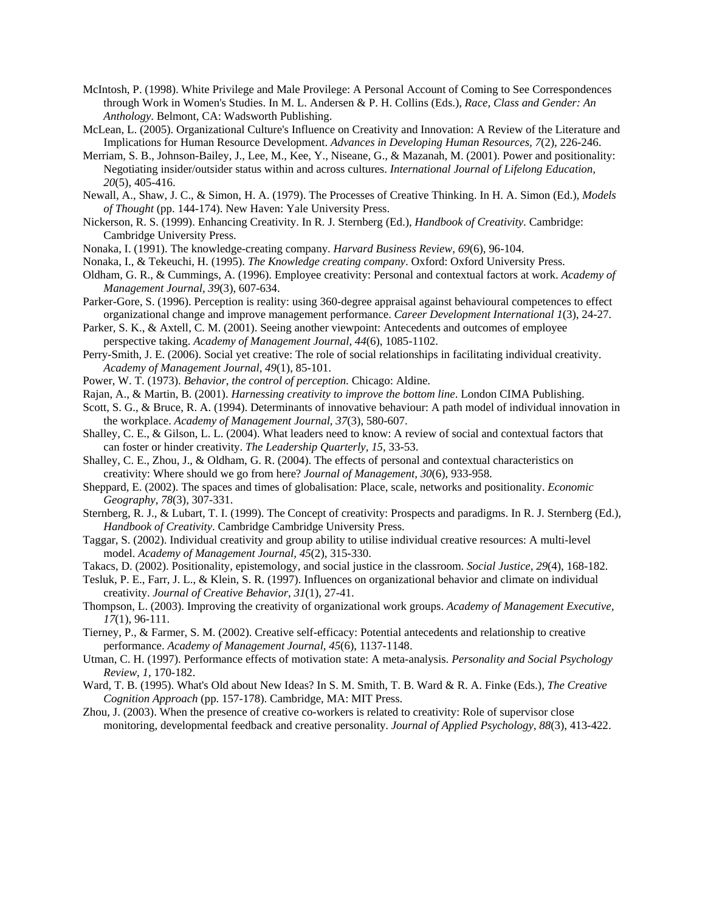McIntosh, P. (1998). White Privilege and Male Provilege: A Personal Account of Coming to See Correspondences through Work in Women's Studies. In M. L. Andersen & P. H. Collins (Eds.), *Race, Class and Gender: An Anthology*. Belmont, CA: Wadsworth Publishing.

McLean, L. (2005). Organizational Culture's Influence on Creativity and Innovation: A Review of the Literature and Implications for Human Resource Development. *Advances in Developing Human Resources, 7*(2), 226-246.

Merriam, S. B., Johnson-Bailey, J., Lee, M., Kee, Y., Niseane, G., & Mazanah, M. (2001). Power and positionality: Negotiating insider/outsider status within and across cultures. *International Journal of Lifelong Education, 20*(5), 405-416.

Newall, A., Shaw, J. C., & Simon, H. A. (1979). The Processes of Creative Thinking. In H. A. Simon (Ed.), *Models of Thought* (pp. 144-174). New Haven: Yale University Press.

Nickerson, R. S. (1999). Enhancing Creativity. In R. J. Sternberg (Ed.), *Handbook of Creativity*. Cambridge: Cambridge University Press.

Nonaka, I. (1991). The knowledge-creating company. *Harvard Business Review, 69*(6), 96-104.

Nonaka, I., & Tekeuchi, H. (1995). *The Knowledge creating company*. Oxford: Oxford University Press.

Oldham, G. R., & Cummings, A. (1996). Employee creativity: Personal and contextual factors at work. *Academy of Management Journal, 39*(3), 607-634.

Parker-Gore, S. (1996). Perception is reality: using 360-degree appraisal against behavioural competences to effect organizational change and improve management performance. *Career Development International 1*(3), 24-27.

Parker, S. K., & Axtell, C. M. (2001). Seeing another viewpoint: Antecedents and outcomes of employee perspective taking. *Academy of Management Journal, 44*(6), 1085-1102.

Perry-Smith, J. E. (2006). Social yet creative: The role of social relationships in facilitating individual creativity. *Academy of Management Journal, 49*(1), 85-101.

Power, W. T. (1973). *Behavior, the control of perception*. Chicago: Aldine.

Rajan, A., & Martin, B. (2001). *Harnessing creativity to improve the bottom line*. London CIMA Publishing.

Scott, S. G., & Bruce, R. A. (1994). Determinants of innovative behaviour: A path model of individual innovation in the workplace. *Academy of Management Journal, 37*(3), 580-607.

Shalley, C. E., & Gilson, L. L. (2004). What leaders need to know: A review of social and contextual factors that can foster or hinder creativity. *The Leadership Quarterly, 15*, 33-53.

Shalley, C. E., Zhou, J., & Oldham, G. R. (2004). The effects of personal and contextual characteristics on creativity: Where should we go from here? *Journal of Management, 30*(6), 933-958.

Sheppard, E. (2002). The spaces and times of globalisation: Place, scale, networks and positionality. *Economic Geography, 78*(3), 307-331.

Sternberg, R. J., & Lubart, T. I. (1999). The Concept of creativity: Prospects and paradigms. In R. J. Sternberg (Ed.), *Handbook of Creativity*. Cambridge Cambridge University Press.

Taggar, S. (2002). Individual creativity and group ability to utilise individual creative resources: A multi-level model. *Academy of Management Journal, 45*(2), 315-330.

Takacs, D. (2002). Positionality, epistemology, and social justice in the classroom. *Social Justice, 29*(4), 168-182.

Tesluk, P. E., Farr, J. L., & Klein, S. R. (1997). Influences on organizational behavior and climate on individual creativity. *Journal of Creative Behavior, 31*(1), 27-41.

Thompson, L. (2003). Improving the creativity of organizational work groups. *Academy of Management Executive, 17*(1), 96-111.

Tierney, P., & Farmer, S. M. (2002). Creative self-efficacy: Potential antecedents and relationship to creative performance. *Academy of Management Journal, 45*(6), 1137-1148.

Utman, C. H. (1997). Performance effects of motivation state: A meta-analysis. *Personality and Social Psychology Review, 1*, 170-182.

Ward, T. B. (1995). What's Old about New Ideas? In S. M. Smith, T. B. Ward & R. A. Finke (Eds.), *The Creative Cognition Approach* (pp. 157-178). Cambridge, MA: MIT Press.

Zhou, J. (2003). When the presence of creative co-workers is related to creativity: Role of supervisor close monitoring, developmental feedback and creative personality. *Journal of Applied Psychology, 88*(3), 413-422.